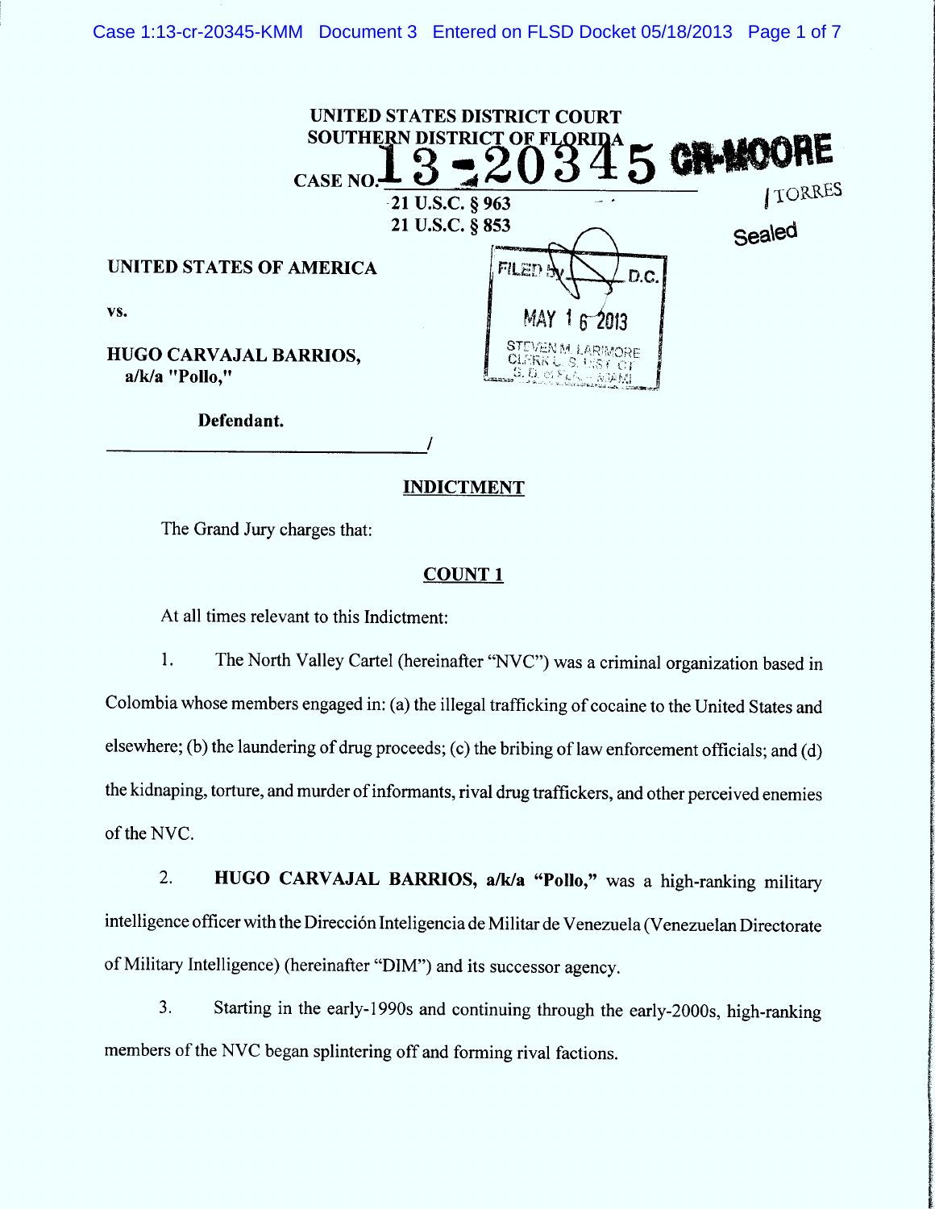UNITED STATES DISTRICT COURT
SOUTHERN DISTRICT OF FLORIDA

CASE NO. 13-20345 CR-MOORE / TORRES

21 U.S.C. § 963
21 U.S.C. § 853

Sealed

FILED BY D.C.
MAY 16 2013
STEVEN M. LARIMORE
CLERK U.S. DIST. CT.
S.D. of FLA. - MIAMI

UNITED STATES OF AMERICA

vs.

HUGO CARVAJAL BARRIOS,
a/k/a "Pollo,"

Defendant.

______________________________/

## INDICTMENT

The Grand Jury charges that:

### COUNT 1

At all times relevant to this Indictment:

1. The North Valley Cartel (hereinafter "NVC") was a criminal organization based in Colombia whose members engaged in: (a) the illegal trafficking of cocaine to the United States and elsewhere; (b) the laundering of drug proceeds; (c) the bribing of law enforcement officials; and (d) the kidnaping, torture, and murder of informants, rival drug traffickers, and other perceived enemies of the NVC.

2. **HUGO CARVAJAL BARRIOS, a/k/a "Pollo,"** was a high-ranking military intelligence officer with the Dirección Inteligencia de Militar de Venezuela (Venezuelan Directorate of Military Intelligence) (hereinafter "DIM") and its successor agency.

3. Starting in the early-1990s and continuing through the early-2000s, high-ranking members of the NVC began splintering off and forming rival factions.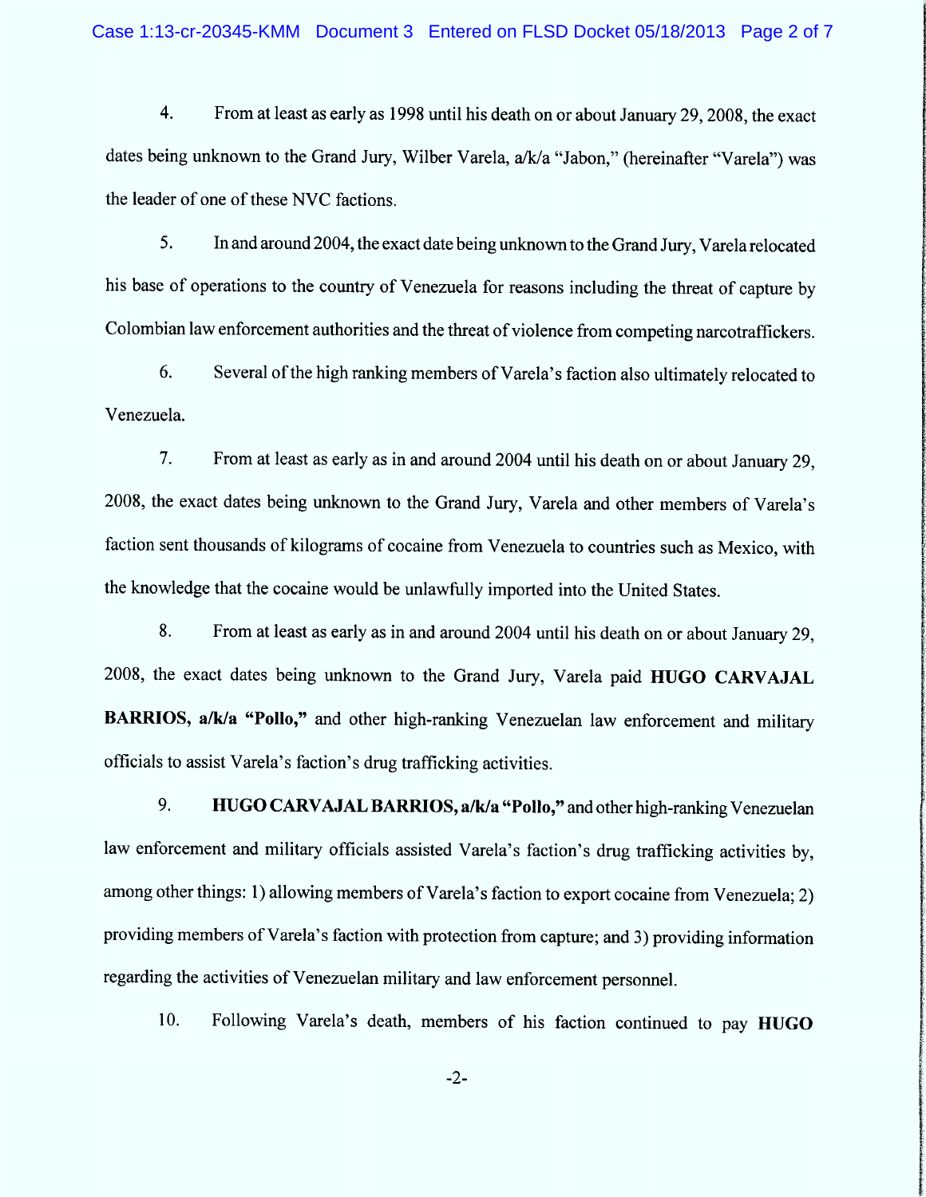4. From at least as early as 1998 until his death on or about January 29, 2008, the exact dates being unknown to the Grand Jury, Wilber Varela, a/k/a "Jabon," (hereinafter "Varela") was the leader of one of these NVC factions.

5. In and around 2004, the exact date being unknown to the Grand Jury, Varela relocated his base of operations to the country of Venezuela for reasons including the threat of capture by Colombian law enforcement authorities and the threat of violence from competing narcotraffickers.

6. Several of the high ranking members of Varela's faction also ultimately relocated to Venezuela.

7. From at least as early as in and around 2004 until his death on or about January 29, 2008, the exact dates being unknown to the Grand Jury, Varela and other members of Varela's faction sent thousands of kilograms of cocaine from Venezuela to countries such as Mexico, with the knowledge that the cocaine would be unlawfully imported into the United States.

8. From at least as early as in and around 2004 until his death on or about January 29, 2008, the exact dates being unknown to the Grand Jury, Varela paid **HUGO CARVAJAL BARRIOS, a/k/a "Pollo,"** and other high-ranking Venezuelan law enforcement and military officials to assist Varela's faction's drug trafficking activities.

9. **HUGO CARVAJAL BARRIOS, a/k/a "Pollo,"** and other high-ranking Venezuelan law enforcement and military officials assisted Varela's faction's drug trafficking activities by, among other things: 1) allowing members of Varela's faction to export cocaine from Venezuela; 2) providing members of Varela's faction with protection from capture; and 3) providing information regarding the activities of Venezuelan military and law enforcement personnel.

10. Following Varela's death, members of his faction continued to pay **HUGO**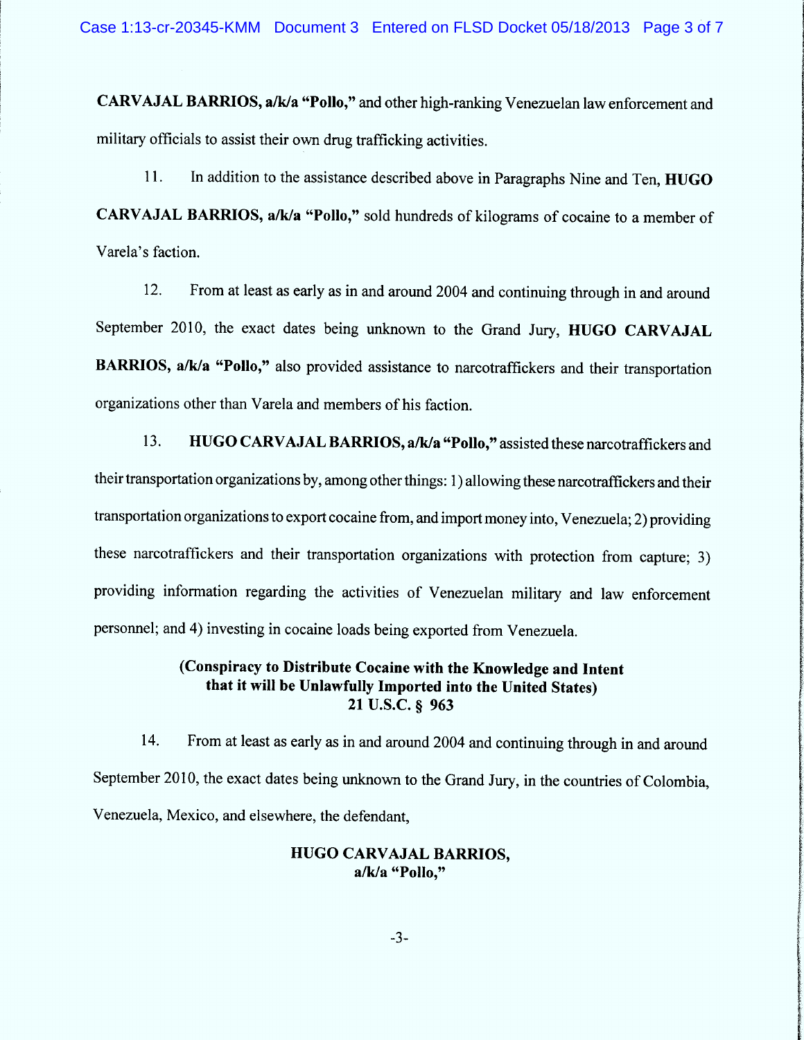**CARVAJAL BARRIOS, a/k/a "Pollo,"** and other high-ranking Venezuelan law enforcement and military officials to assist their own drug trafficking activities.

11. In addition to the assistance described above in Paragraphs Nine and Ten, **HUGO CARVAJAL BARRIOS, a/k/a "Pollo,"** sold hundreds of kilograms of cocaine to a member of Varela's faction.

12. From at least as early as in and around 2004 and continuing through in and around September 2010, the exact dates being unknown to the Grand Jury, **HUGO CARVAJAL BARRIOS, a/k/a "Pollo,"** also provided assistance to narcotraffickers and their transportation organizations other than Varela and members of his faction.

13. **HUGO CARVAJAL BARRIOS, a/k/a "Pollo,"** assisted these narcotraffickers and their transportation organizations by, among other things: 1) allowing these narcotraffickers and their transportation organizations to export cocaine from, and import money into, Venezuela; 2) providing these narcotraffickers and their transportation organizations with protection from capture; 3) providing information regarding the activities of Venezuelan military and law enforcement personnel; and 4) investing in cocaine loads being exported from Venezuela.

**(Conspiracy to Distribute Cocaine with the Knowledge and Intent that it will be Unlawfully Imported into the United States)**
**21 U.S.C. § 963**

14. From at least as early as in and around 2004 and continuing through in and around September 2010, the exact dates being unknown to the Grand Jury, in the countries of Colombia, Venezuela, Mexico, and elsewhere, the defendant,

**HUGO CARVAJAL BARRIOS,**
**a/k/a "Pollo,"**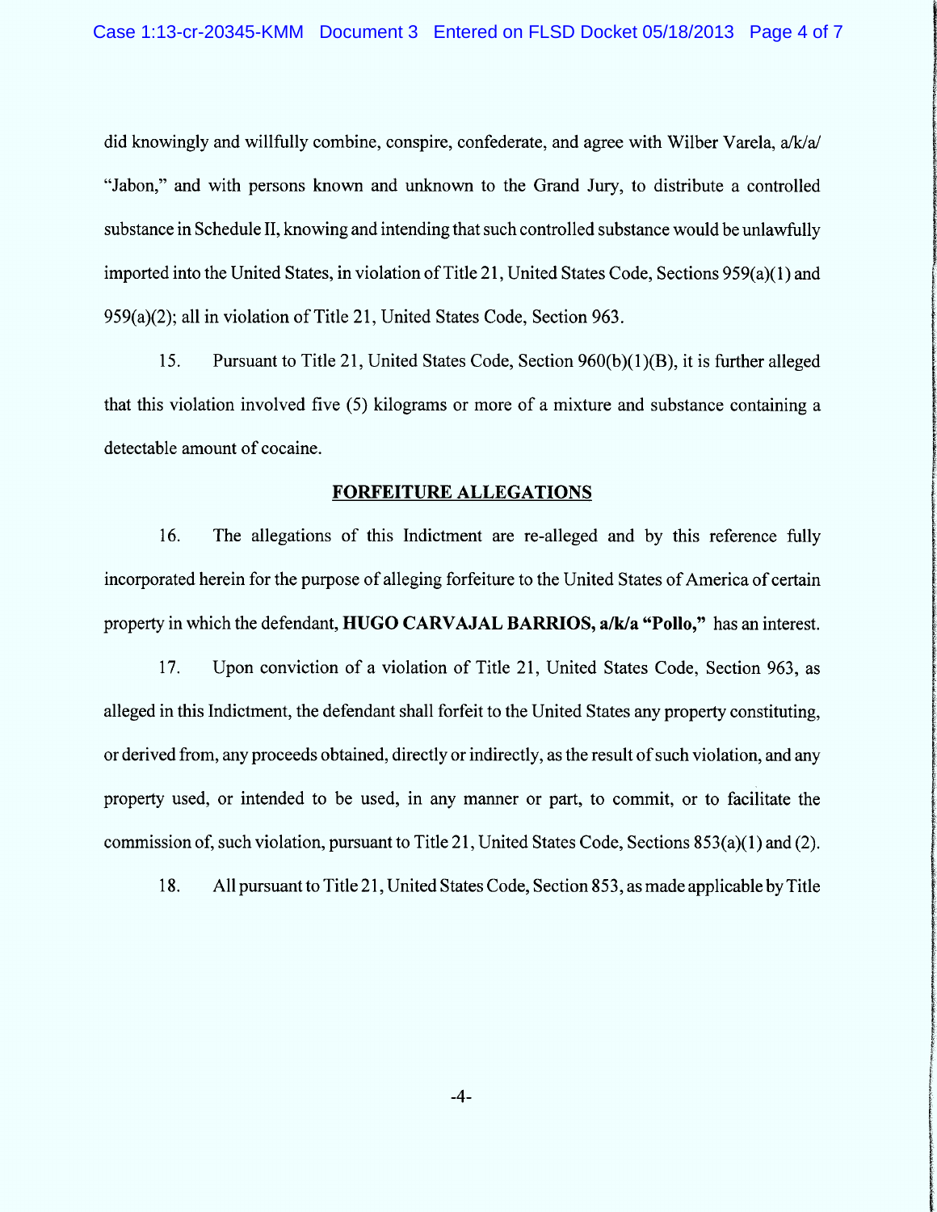did knowingly and willfully combine, conspire, confederate, and agree with Wilber Varela, a/k/a/ "Jabon," and with persons known and unknown to the Grand Jury, to distribute a controlled substance in Schedule II, knowing and intending that such controlled substance would be unlawfully imported into the United States, in violation of Title 21, United States Code, Sections 959(a)(1) and 959(a)(2); all in violation of Title 21, United States Code, Section 963.

15. Pursuant to Title 21, United States Code, Section 960(b)(1)(B), it is further alleged that this violation involved five (5) kilograms or more of a mixture and substance containing a detectable amount of cocaine.

## FORFEITURE ALLEGATIONS

16. The allegations of this Indictment are re-alleged and by this reference fully incorporated herein for the purpose of alleging forfeiture to the United States of America of certain property in which the defendant, **HUGO CARVAJAL BARRIOS, a/k/a "Pollo,"** has an interest.

17. Upon conviction of a violation of Title 21, United States Code, Section 963, as alleged in this Indictment, the defendant shall forfeit to the United States any property constituting, or derived from, any proceeds obtained, directly or indirectly, as the result of such violation, and any property used, or intended to be used, in any manner or part, to commit, or to facilitate the commission of, such violation, pursuant to Title 21, United States Code, Sections 853(a)(1) and (2).

18. All pursuant to Title 21, United States Code, Section 853, as made applicable by Title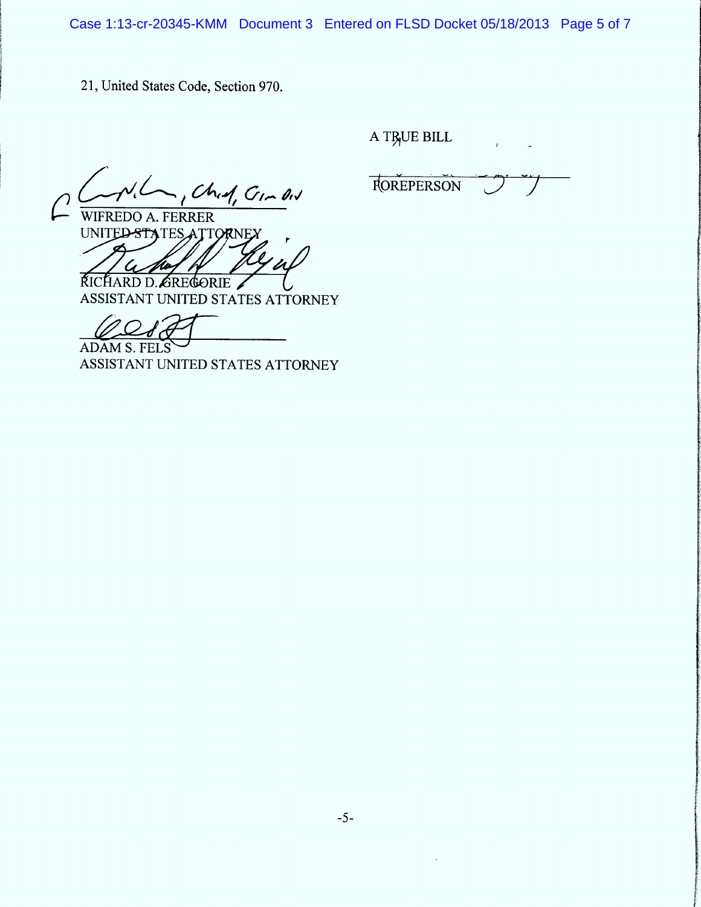21, United States Code, Section 970.

A TRUE BILL

FOREPERSON

WIFREDO A. FERRER
UNITED STATES ATTORNEY

RICHARD D. GREGORIE
ASSISTANT UNITED STATES ATTORNEY

ADAM S. FELS
ASSISTANT UNITED STATES ATTORNEY